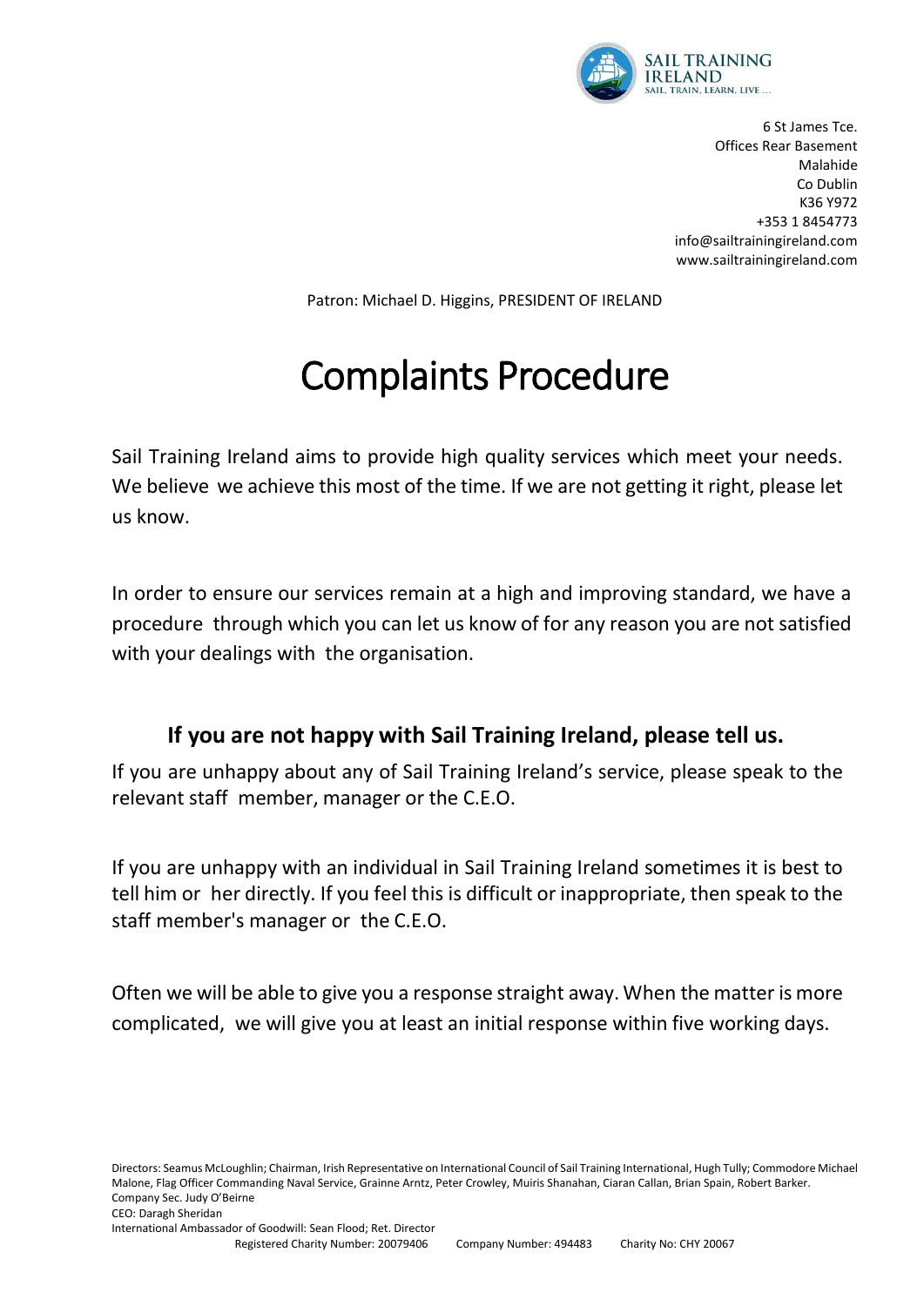SAIL TRAINING IRELAND
SAIL, TRAIN, LEARN, LIVE ...

6 St James Tce.
Offices Rear Basement
Malahide
Co Dublin
K36 Y972
+353 1 8454773
info@sailtrainingireland.com
www.sailtrainingireland.com

Patron: Michael D. Higgins, PRESIDENT OF IRELAND

# Complaints Procedure

Sail Training Ireland aims to provide high quality services which meet your needs. We believe we achieve this most of the time. If we are not getting it right, please let us know.

In order to ensure our services remain at a high and improving standard, we have a procedure through which you can let us know of for any reason you are not satisfied with your dealings with the organisation.

### If you are not happy with Sail Training Ireland, please tell us.

If you are unhappy about any of Sail Training Ireland's service, please speak to the relevant staff member, manager or the C.E.O.

If you are unhappy with an individual in Sail Training Ireland sometimes it is best to tell him or her directly. If you feel this is difficult or inappropriate, then speak to the staff member's manager or the C.E.O.

Often we will be able to give you a response straight away. When the matter is more complicated, we will give you at least an initial response within five working days.

Directors: Seamus McLoughlin; Chairman, Irish Representative on International Council of Sail Training International, Hugh Tully; Commodore Michael Malone, Flag Officer Commanding Naval Service, Grainne Arntz, Peter Crowley, Muiris Shanahan, Ciaran Callan, Brian Spain, Robert Barker.
Company Sec. Judy O'Beirne
CEO: Daragh Sheridan
International Ambassador of Goodwill: Sean Flood; Ret. Director
Registered Charity Number: 20079406 Company Number: 494483 Charity No: CHY 20067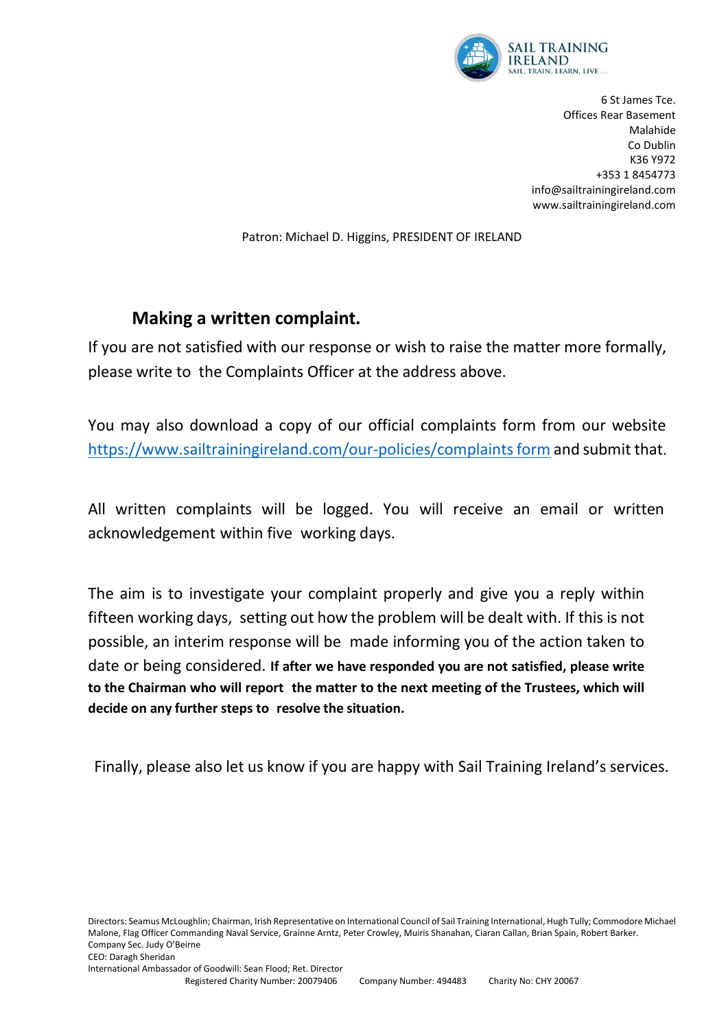SAIL TRAINING IRELAND
SAIL, TRAIN, LEARN, LIVE ...

6 St James Tce.
Offices Rear Basement
Malahide
Co Dublin
K36 Y972
+353 1 8454773
info@sailtrainingireland.com
www.sailtrainingireland.com

Patron: Michael D. Higgins, PRESIDENT OF IRELAND

## Making a written complaint.

If you are not satisfied with our response or wish to raise the matter more formally, please write to the Complaints Officer at the address above.

You may also download a copy of our official complaints form from our website [https://www.sailtrainingireland.com/our-policies/complaints form](https://www.sailtrainingireland.com/our-policies/complaints form) and submit that.

All written complaints will be logged. You will receive an email or written acknowledgement within five working days.

The aim is to investigate your complaint properly and give you a reply within fifteen working days, setting out how the problem will be dealt with. If this is not possible, an interim response will be made informing you of the action taken to date or being considered. **If after we have responded you are not satisfied, please write to the Chairman who will report the matter to the next meeting of the Trustees, which will decide on any further steps to resolve the situation.**

Finally, please also let us know if you are happy with Sail Training Ireland's services.

Directors: Seamus McLoughlin; Chairman, Irish Representative on International Council of Sail Training International, Hugh Tully; Commodore Michael Malone, Flag Officer Commanding Naval Service, Grainne Arntz, Peter Crowley, Muiris Shanahan, Ciaran Callan, Brian Spain, Robert Barker.
Company Sec. Judy O'Beirne
CEO: Daragh Sheridan
International Ambassador of Goodwill: Sean Flood; Ret. Director
Registered Charity Number: 20079406 Company Number: 494483 Charity No: CHY 20067